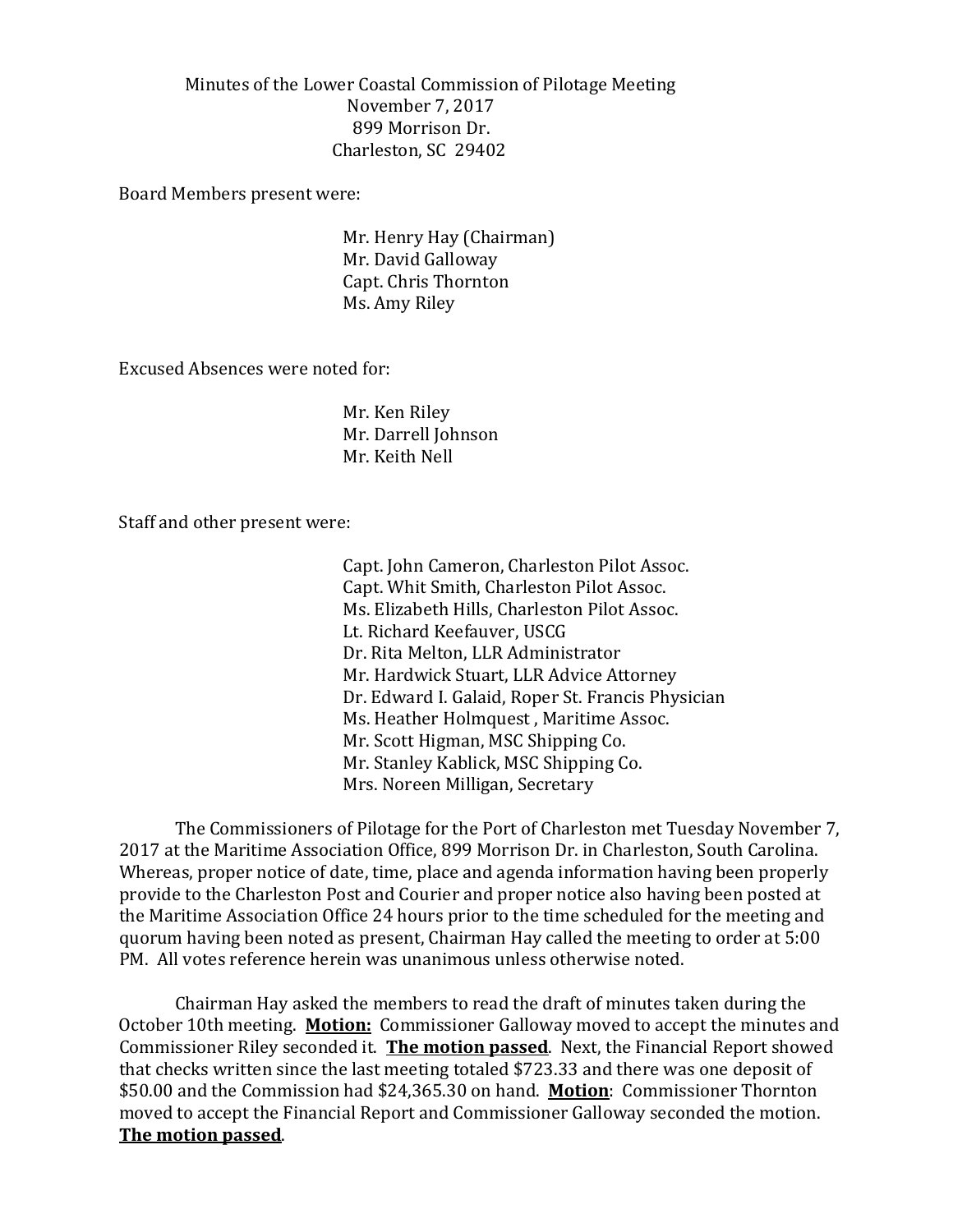Minutes of the Lower Coastal Commission of Pilotage Meeting
November 7, 2017
899 Morrison Dr.
Charleston, SC 29402

Board Members present were:

Mr. Henry Hay (Chairman)
Mr. David Galloway
Capt. Chris Thornton
Ms. Amy Riley

Excused Absences were noted for:

Mr. Ken Riley
Mr. Darrell Johnson
Mr. Keith Nell

Staff and other present were:

Capt. John Cameron, Charleston Pilot Assoc.
Capt. Whit Smith, Charleston Pilot Assoc.
Ms. Elizabeth Hills, Charleston Pilot Assoc.
Lt. Richard Keefauver, USCG
Dr. Rita Melton, LLR Administrator
Mr. Hardwick Stuart, LLR Advice Attorney
Dr. Edward I. Galaid, Roper St. Francis Physician
Ms. Heather Holmquest , Maritime Assoc.
Mr. Scott Higman, MSC Shipping Co.
Mr. Stanley Kablick, MSC Shipping Co.
Mrs. Noreen Milligan, Secretary

The Commissioners of Pilotage for the Port of Charleston met Tuesday November 7, 2017 at the Maritime Association Office, 899 Morrison Dr. in Charleston, South Carolina. Whereas, proper notice of date, time, place and agenda information having been properly provide to the Charleston Post and Courier and proper notice also having been posted at the Maritime Association Office 24 hours prior to the time scheduled for the meeting and quorum having been noted as present, Chairman Hay called the meeting to order at 5:00 PM. All votes reference herein was unanimous unless otherwise noted.

Chairman Hay asked the members to read the draft of minutes taken during the October 10th meeting. **Motion:** Commissioner Galloway moved to accept the minutes and Commissioner Riley seconded it. **The motion passed**. Next, the Financial Report showed that checks written since the last meeting totaled $723.33 and there was one deposit of $50.00 and the Commission had $24,365.30 on hand. **Motion**: Commissioner Thornton moved to accept the Financial Report and Commissioner Galloway seconded the motion. **The motion passed**.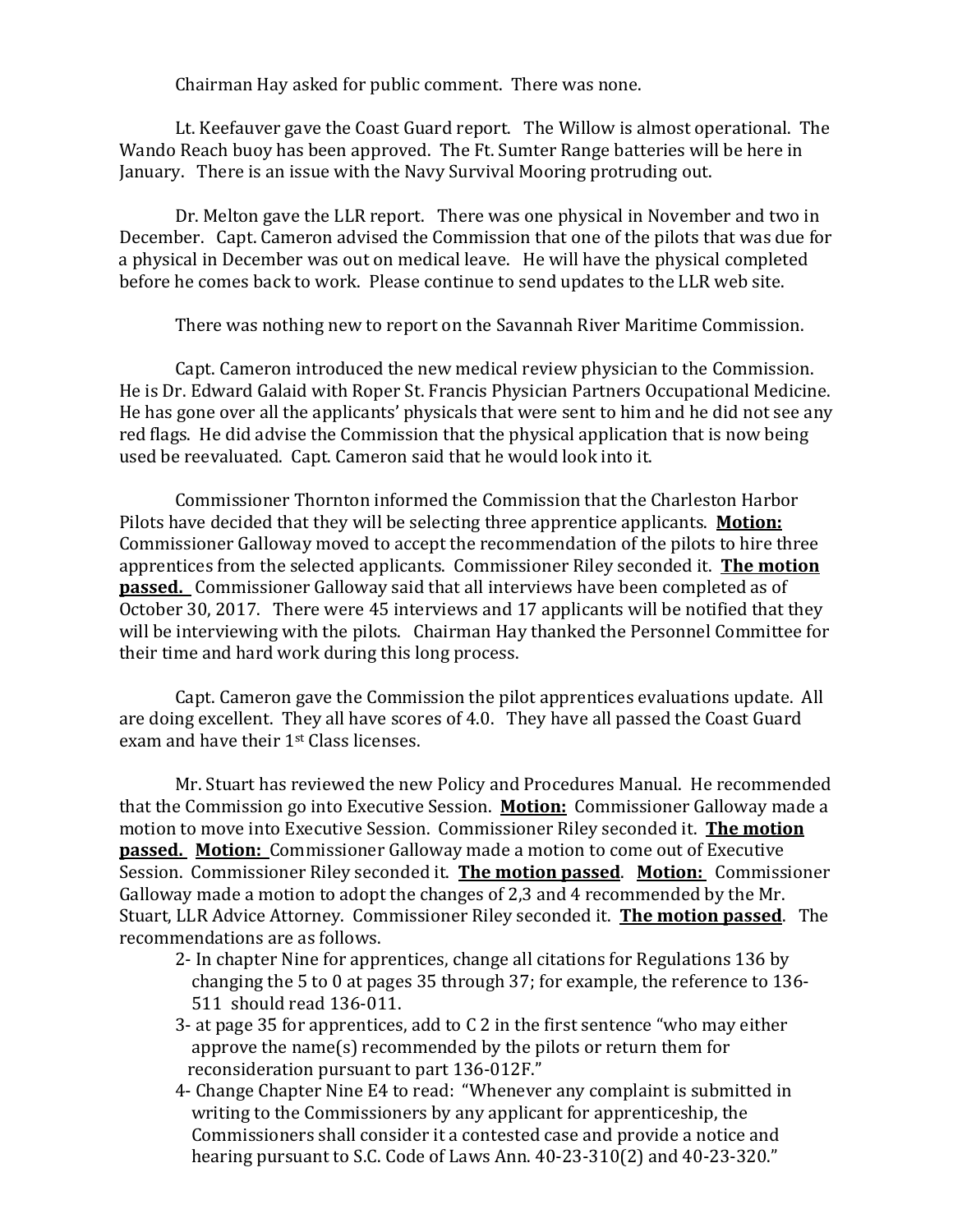Chairman Hay asked for public comment. There was none.

Lt. Keefauver gave the Coast Guard report. The Willow is almost operational. The Wando Reach buoy has been approved. The Ft. Sumter Range batteries will be here in January. There is an issue with the Navy Survival Mooring protruding out.

Dr. Melton gave the LLR report. There was one physical in November and two in December. Capt. Cameron advised the Commission that one of the pilots that was due for a physical in December was out on medical leave. He will have the physical completed before he comes back to work. Please continue to send updates to the LLR web site.

There was nothing new to report on the Savannah River Maritime Commission.

Capt. Cameron introduced the new medical review physician to the Commission. He is Dr. Edward Galaid with Roper St. Francis Physician Partners Occupational Medicine. He has gone over all the applicants' physicals that were sent to him and he did not see any red flags. He did advise the Commission that the physical application that is now being used be reevaluated. Capt. Cameron said that he would look into it.

Commissioner Thornton informed the Commission that the Charleston Harbor Pilots have decided that they will be selecting three apprentice applicants. **Motion:** Commissioner Galloway moved to accept the recommendation of the pilots to hire three apprentices from the selected applicants. Commissioner Riley seconded it. **The motion passed.** Commissioner Galloway said that all interviews have been completed as of October 30, 2017. There were 45 interviews and 17 applicants will be notified that they will be interviewing with the pilots. Chairman Hay thanked the Personnel Committee for their time and hard work during this long process.

Capt. Cameron gave the Commission the pilot apprentices evaluations update. All are doing excellent. They all have scores of 4.0. They have all passed the Coast Guard exam and have their 1st Class licenses.

Mr. Stuart has reviewed the new Policy and Procedures Manual. He recommended that the Commission go into Executive Session. **Motion:** Commissioner Galloway made a motion to move into Executive Session. Commissioner Riley seconded it. **The motion passed.** **Motion:** Commissioner Galloway made a motion to come out of Executive Session. Commissioner Riley seconded it. **The motion passed**. **Motion:** Commissioner Galloway made a motion to adopt the changes of 2,3 and 4 recommended by the Mr. Stuart, LLR Advice Attorney. Commissioner Riley seconded it. **The motion passed**. The recommendations are as follows.

2- In chapter Nine for apprentices, change all citations for Regulations 136 by changing the 5 to 0 at pages 35 through 37; for example, the reference to 136-511 should read 136-011.

3- at page 35 for apprentices, add to C 2 in the first sentence "who may either approve the name(s) recommended by the pilots or return them for reconsideration pursuant to part 136-012F."

4- Change Chapter Nine E4 to read: "Whenever any complaint is submitted in writing to the Commissioners by any applicant for apprenticeship, the Commissioners shall consider it a contested case and provide a notice and hearing pursuant to S.C. Code of Laws Ann. 40-23-310(2) and 40-23-320."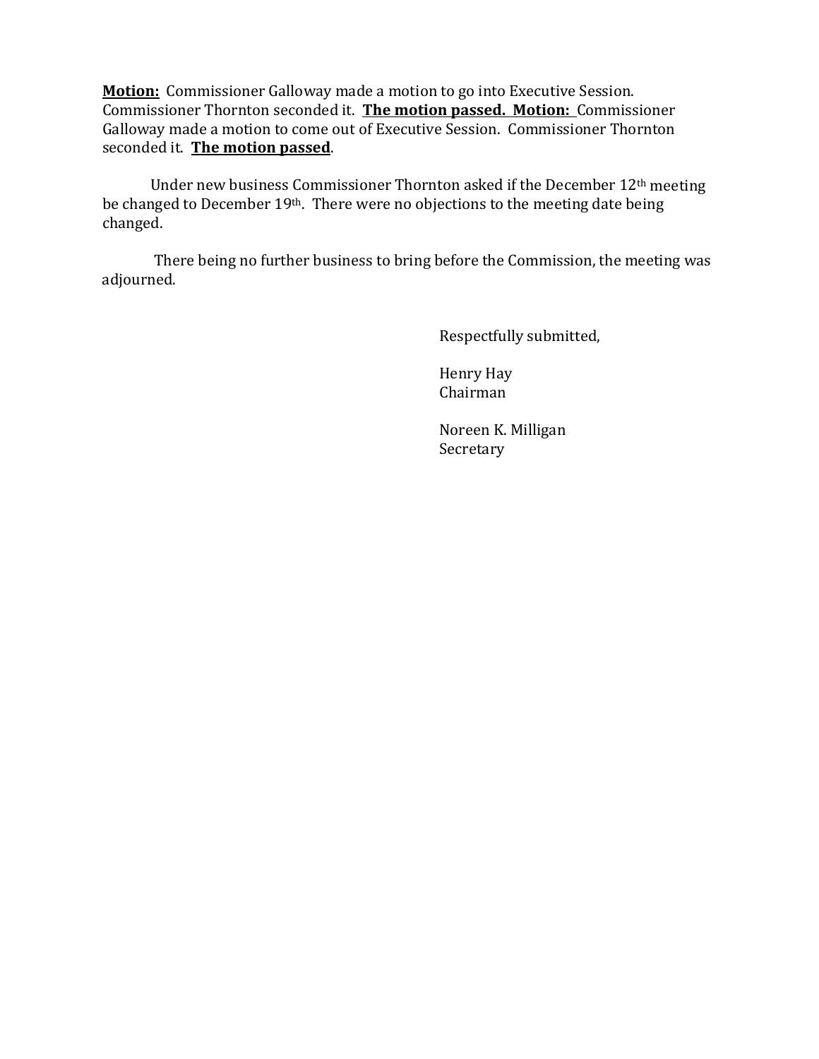**<u>Motion:</u>** Commissioner Galloway made a motion to go into Executive Session. Commissioner Thornton seconded it. **<u>The motion passed.</u>** **<u>Motion:</u>** Commissioner Galloway made a motion to come out of Executive Session. Commissioner Thornton seconded it. **<u>The motion passed</u>**.

Under new business Commissioner Thornton asked if the December 12th meeting be changed to December 19th. There were no objections to the meeting date being changed.

There being no further business to bring before the Commission, the meeting was adjourned.

Respectfully submitted,

Henry Hay
Chairman

Noreen K. Milligan
Secretary